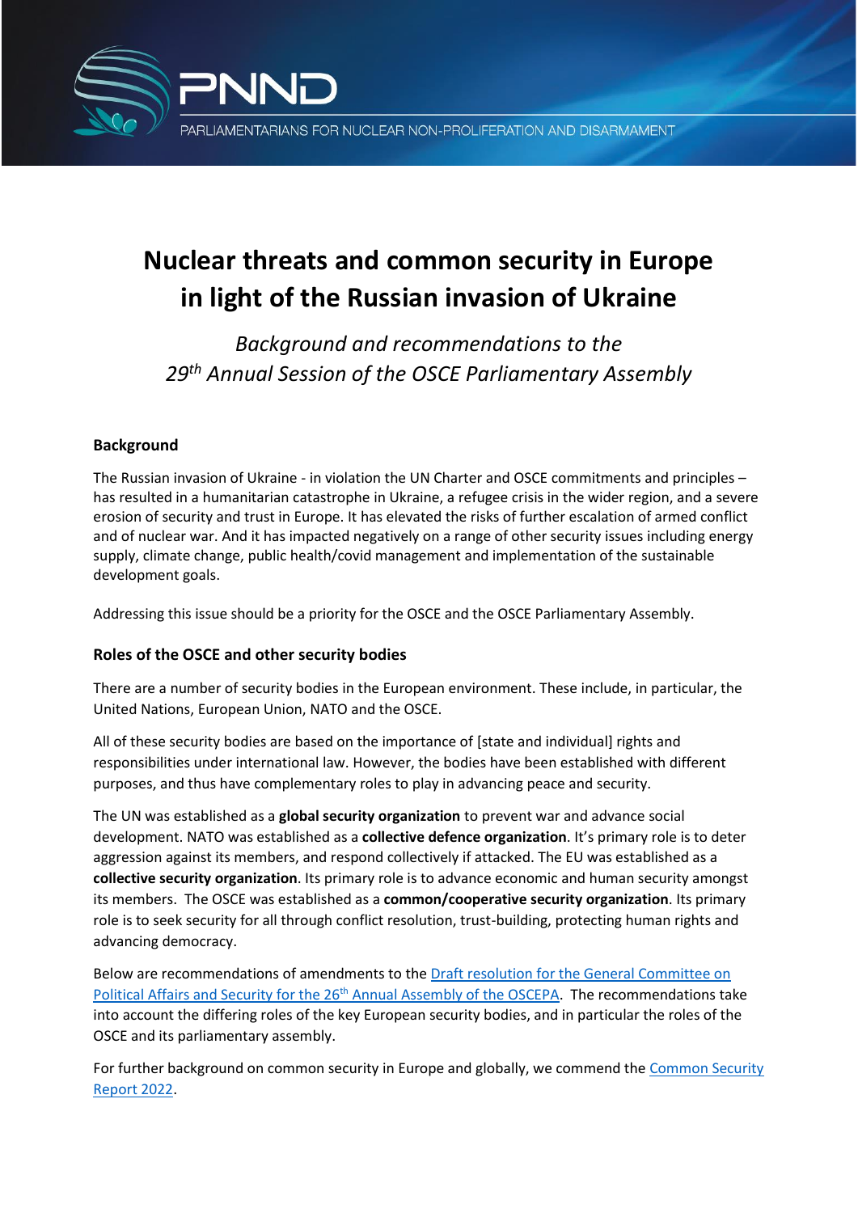PNND

PARLIAMENTARIANS FOR NUCLEAR NON-PROLIFERATION AND DISARMAMENT

# Nuclear threats and common security in Europe in light of the Russian invasion of Ukraine

*Background and recommendations to the 29th Annual Session of the OSCE Parliamentary Assembly*

### Background

The Russian invasion of Ukraine - in violation the UN Charter and OSCE commitments and principles – has resulted in a humanitarian catastrophe in Ukraine, a refugee crisis in the wider region, and a severe erosion of security and trust in Europe. It has elevated the risks of further escalation of armed conflict and of nuclear war. And it has impacted negatively on a range of other security issues including energy supply, climate change, public health/covid management and implementation of the sustainable development goals.

Addressing this issue should be a priority for the OSCE and the OSCE Parliamentary Assembly.

### Roles of the OSCE and other security bodies

There are a number of security bodies in the European environment. These include, in particular, the United Nations, European Union, NATO and the OSCE.

All of these security bodies are based on the importance of [state and individual] rights and responsibilities under international law. However, the bodies have been established with different purposes, and thus have complementary roles to play in advancing peace and security.

The UN was established as a **global security organization** to prevent war and advance social development. NATO was established as a **collective defence organization**. It's primary role is to deter aggression against its members, and respond collectively if attacked. The EU was established as a **collective security organization**. Its primary role is to advance economic and human security amongst its members. The OSCE was established as a **common/cooperative security organization**. Its primary role is to seek security for all through conflict resolution, trust-building, protecting human rights and advancing democracy.

Below are recommendations of amendments to the Draft resolution for the General Committee on Political Affairs and Security for the 26th Annual Assembly of the OSCEPA. The recommendations take into account the differing roles of the key European security bodies, and in particular the roles of the OSCE and its parliamentary assembly.

For further background on common security in Europe and globally, we commend the Common Security Report 2022.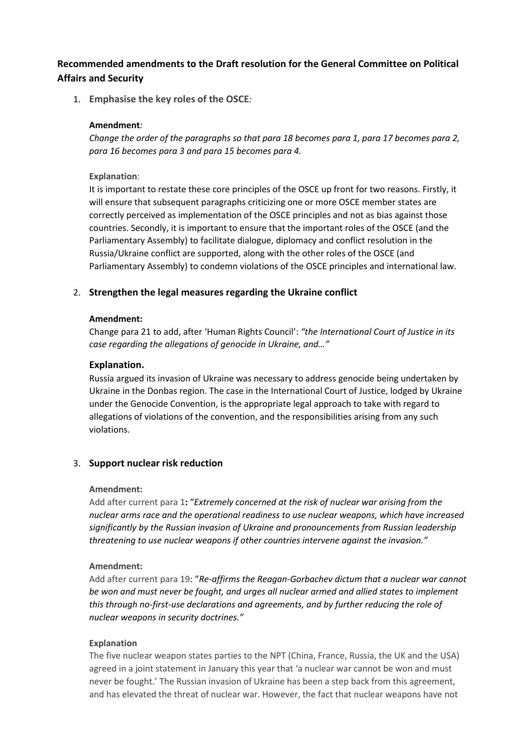## Recommended amendments to the Draft resolution for the General Committee on Political Affairs and Security

1. **Emphasise the key roles of the OSCE***:*

   **Amendment***:*
   *Change the order of the paragraphs so that para 18 becomes para 1, para 17 becomes para 2, para 16 becomes para 3 and para 15 becomes para 4.*

   **Explanation**:
   It is important to restate these core principles of the OSCE up front for two reasons. Firstly, it will ensure that subsequent paragraphs criticizing one or more OSCE member states are correctly perceived as implementation of the OSCE principles and not as bias against those countries. Secondly, it is important to ensure that the important roles of the OSCE (and the Parliamentary Assembly) to facilitate dialogue, diplomacy and conflict resolution in the Russia/Ukraine conflict are supported, along with the other roles of the OSCE (and Parliamentary Assembly) to condemn violations of the OSCE principles and international law.

2. **Strengthen the legal measures regarding the Ukraine conflict**

   **Amendment:**
   Change para 21 to add, after 'Human Rights Council': *"the International Court of Justice in its case regarding the allegations of genocide in Ukraine, and…"*

   **Explanation.**
   Russia argued its invasion of Ukraine was necessary to address genocide being undertaken by Ukraine in the Donbas region. The case in the International Court of Justice, lodged by Ukraine under the Genocide Convention, is the appropriate legal approach to take with regard to allegations of violations of the convention, and the responsibilities arising from any such violations.

3. **Support nuclear risk reduction**

   **Amendment:**
   Add after current para 1**:** "*Extremely concerned at the risk of nuclear war arising from the nuclear arms race and the operational readiness to use nuclear weapons, which have increased significantly by the Russian invasion of Ukraine and pronouncements from Russian leadership threatening to use nuclear weapons if other countries intervene against the invasion."*

   **Amendment:**
   Add after current para 19: "*Re-affirms the Reagan-Gorbachev dictum that a nuclear war cannot be won and must never be fought, and urges all nuclear armed and allied states to implement this through no-first-use declarations and agreements, and by further reducing the role of nuclear weapons in security doctrines."*

   **Explanation**
   The five nuclear weapon states parties to the NPT (China, France, Russia, the UK and the USA) agreed in a joint statement in January this year that 'a nuclear war cannot be won and must never be fought.' The Russian invasion of Ukraine has been a step back from this agreement, and has elevated the threat of nuclear war. However, the fact that nuclear weapons have not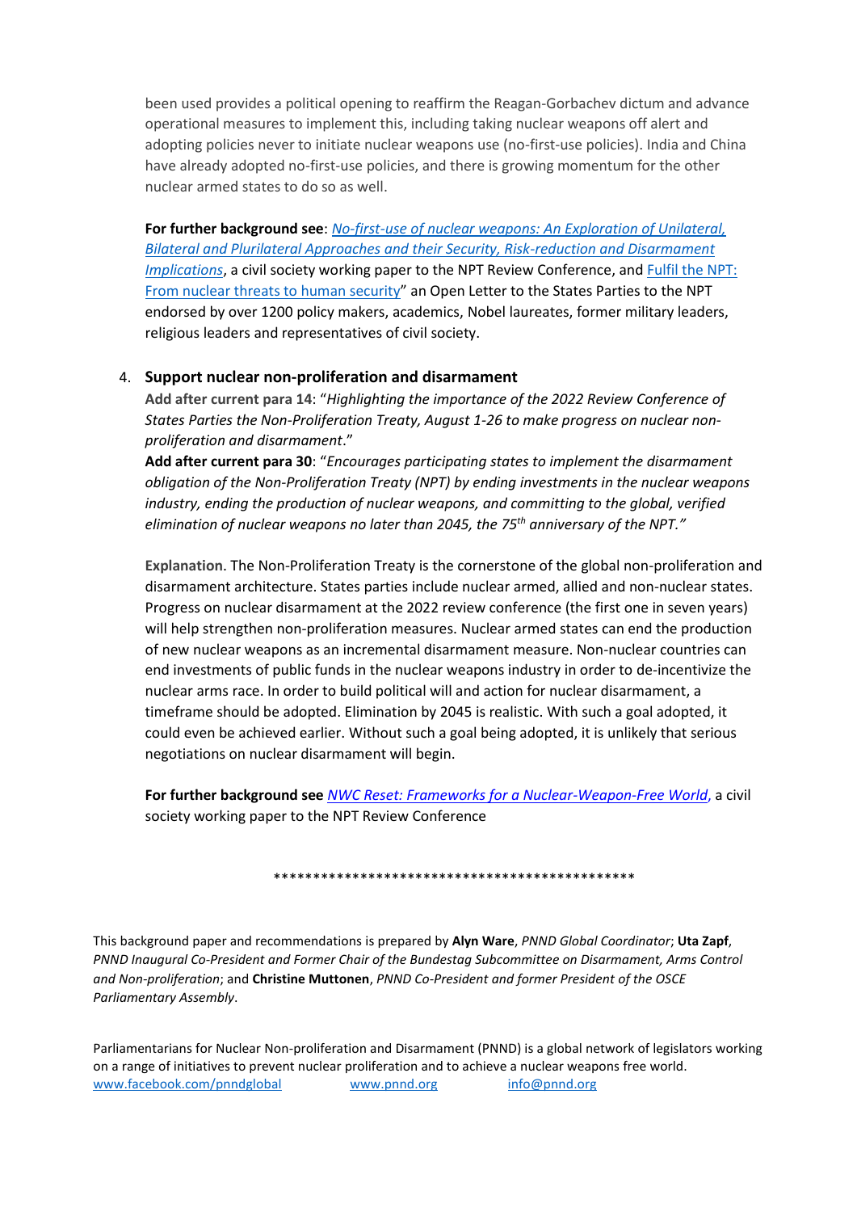been used provides a political opening to reaffirm the Reagan-Gorbachev dictum and advance operational measures to implement this, including taking nuclear weapons off alert and adopting policies never to initiate nuclear weapons use (no-first-use policies). India and China have already adopted no-first-use policies, and there is growing momentum for the other nuclear armed states to do so as well.

**For further background see**: *No-first-use of nuclear weapons: An Exploration of Unilateral, Bilateral and Plurilateral Approaches and their Security, Risk-reduction and Disarmament Implications*, a civil society working paper to the NPT Review Conference, and Fulfil the NPT: From nuclear threats to human security" an Open Letter to the States Parties to the NPT endorsed by over 1200 policy makers, academics, Nobel laureates, former military leaders, religious leaders and representatives of civil society.

4. **Support nuclear non-proliferation and disarmament**

   **Add after current para 14**: "*Highlighting the importance of the 2022 Review Conference of States Parties the Non-Proliferation Treaty, August 1-26 to make progress on nuclear non-proliferation and disarmament*."

   **Add after current para 30**: "*Encourages participating states to implement the disarmament obligation of the Non-Proliferation Treaty (NPT) by ending investments in the nuclear weapons industry, ending the production of nuclear weapons, and committing to the global, verified elimination of nuclear weapons no later than 2045, the 75th anniversary of the NPT.*"

   **Explanation.** The Non-Proliferation Treaty is the cornerstone of the global non-proliferation and disarmament architecture. States parties include nuclear armed, allied and non-nuclear states. Progress on nuclear disarmament at the 2022 review conference (the first one in seven years) will help strengthen non-proliferation measures. Nuclear armed states can end the production of new nuclear weapons as an incremental disarmament measure. Non-nuclear countries can end investments of public funds in the nuclear weapons industry in order to de-incentivize the nuclear arms race. In order to build political will and action for nuclear disarmament, a timeframe should be adopted. Elimination by 2045 is realistic. With such a goal adopted, it could even be achieved earlier. Without such a goal being adopted, it is unlikely that serious negotiations on nuclear disarmament will begin.

   **For further background see** *NWC Reset: Frameworks for a Nuclear-Weapon-Free World*, a civil society working paper to the NPT Review Conference

***********************************************

This background paper and recommendations is prepared by **Alyn Ware**, *PNND Global Coordinator*; **Uta Zapf**, *PNND Inaugural Co-President and Former Chair of the Bundestag Subcommittee on Disarmament, Arms Control and Non-proliferation*; and **Christine Muttonen**, *PNND Co-President and former President of the OSCE Parliamentary Assembly*.

Parliamentarians for Nuclear Non-proliferation and Disarmament (PNND) is a global network of legislators working on a range of initiatives to prevent nuclear proliferation and to achieve a nuclear weapons free world.
www.facebook.com/pnndglobal www.pnnd.org info@pnnd.org